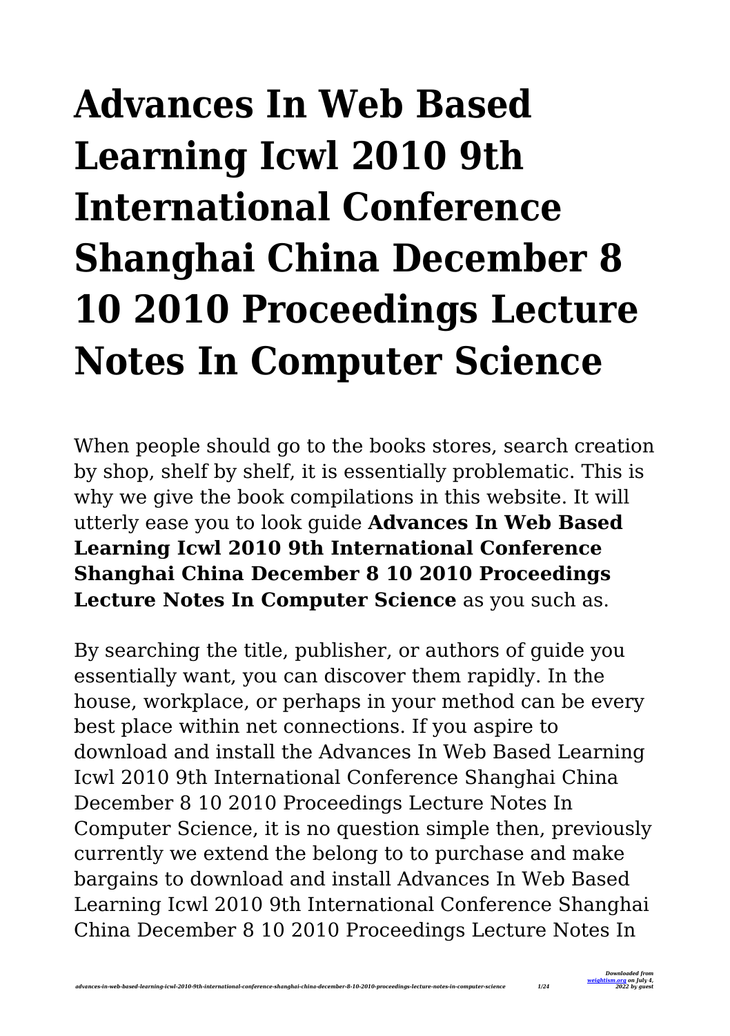# Advances In Web Based Learning Icwl 2010 9th International Conference Shanghai China December 8 10 2010 Proceedings Lecture Notes In Computer Science

When people should go to the books stores, search creation by shop, shelf by shelf, it is essentially problematic. This is why we give the book compilations in this website. It will utterly ease you to look guide **Advances In Web Based Learning Icwl 2010 9th International Conference Shanghai China December 8 10 2010 Proceedings Lecture Notes In Computer Science** as you such as.

By searching the title, publisher, or authors of guide you essentially want, you can discover them rapidly. In the house, workplace, or perhaps in your method can be every best place within net connections. If you aspire to download and install the Advances In Web Based Learning Icwl 2010 9th International Conference Shanghai China December 8 10 2010 Proceedings Lecture Notes In Computer Science, it is no question simple then, previously currently we extend the belong to to purchase and make bargains to download and install Advances In Web Based Learning Icwl 2010 9th International Conference Shanghai China December 8 10 2010 Proceedings Lecture Notes In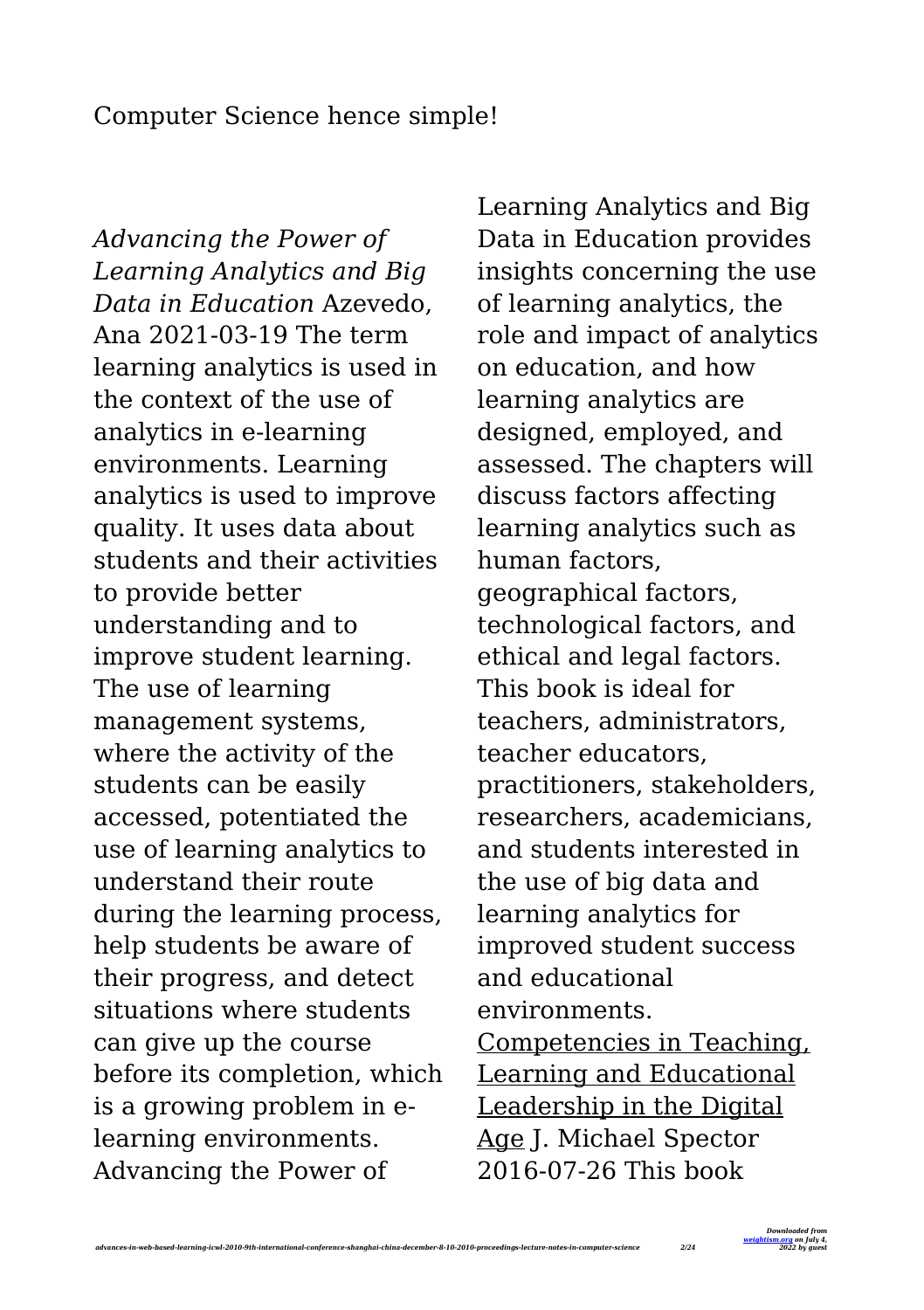Computer Science hence simple!

*Advancing the Power of Learning Analytics and Big Data in Education* Azevedo, Ana 2021-03-19 The term learning analytics is used in the context of the use of analytics in e-learning environments. Learning analytics is used to improve quality. It uses data about students and their activities to provide better understanding and to improve student learning. The use of learning management systems, where the activity of the students can be easily accessed, potentiated the use of learning analytics to understand their route during the learning process, help students be aware of their progress, and detect situations where students can give up the course before its completion, which is a growing problem in e-learning environments. Advancing the Power of Learning Analytics and Big Data in Education provides insights concerning the use of learning analytics, the role and impact of analytics on education, and how learning analytics are designed, employed, and assessed. The chapters will discuss factors affecting learning analytics such as human factors, geographical factors, technological factors, and ethical and legal factors. This book is ideal for teachers, administrators, teacher educators, practitioners, stakeholders, researchers, academicians, and students interested in the use of big data and learning analytics for improved student success and educational environments.

Competencies in Teaching, Learning and Educational Leadership in the Digital Age J. Michael Spector 2016-07-26 This book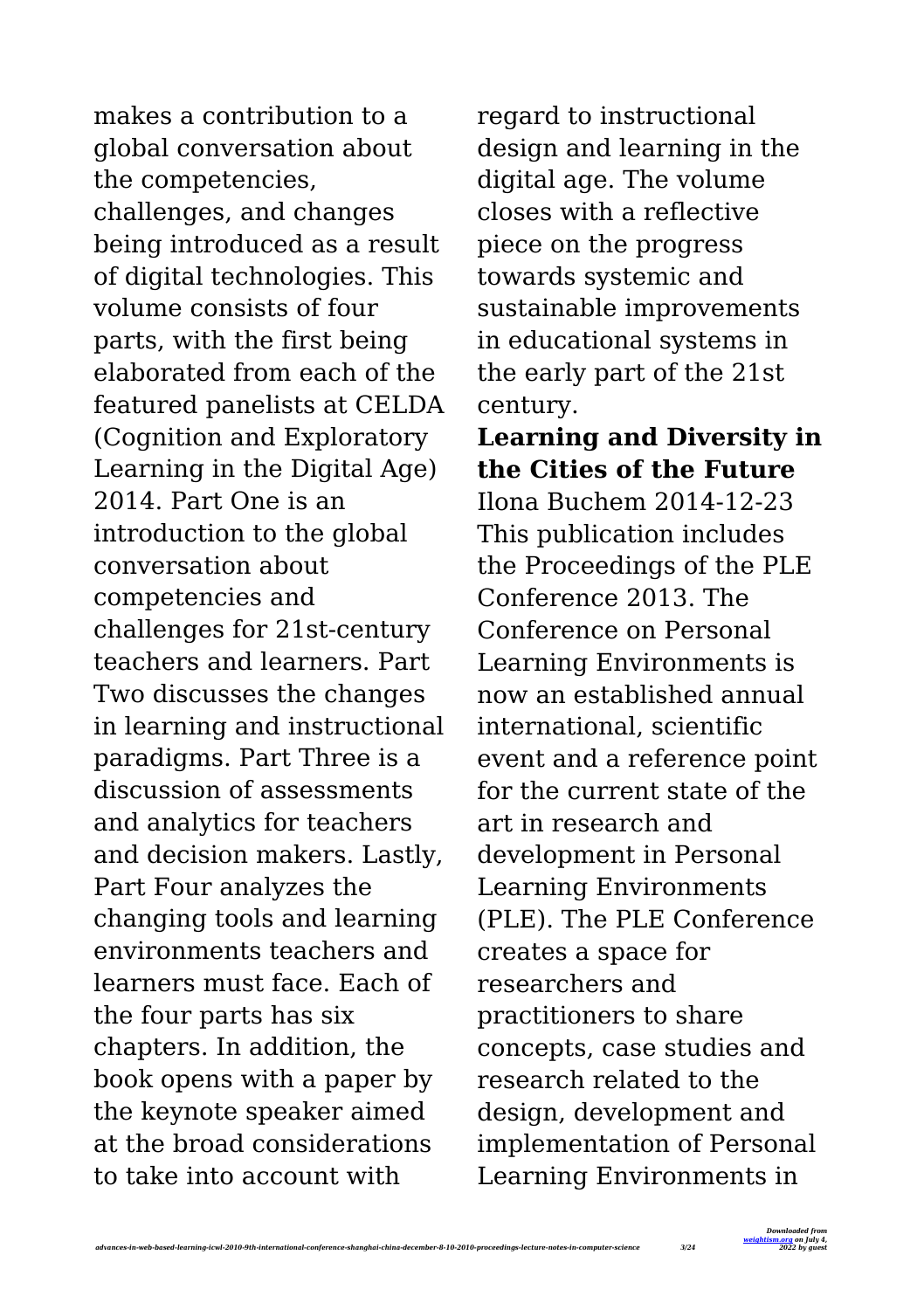makes a contribution to a global conversation about the competencies, challenges, and changes being introduced as a result of digital technologies. This volume consists of four parts, with the first being elaborated from each of the featured panelists at CELDA (Cognition and Exploratory Learning in the Digital Age) 2014. Part One is an introduction to the global conversation about competencies and challenges for 21st-century teachers and learners. Part Two discusses the changes in learning and instructional paradigms. Part Three is a discussion of assessments and analytics for teachers and decision makers. Lastly, Part Four analyzes the changing tools and learning environments teachers and learners must face. Each of the four parts has six chapters. In addition, the book opens with a paper by the keynote speaker aimed at the broad considerations to take into account with regard to instructional design and learning in the digital age. The volume closes with a reflective piece on the progress towards systemic and sustainable improvements in educational systems in the early part of the 21st century.

**Learning and Diversity in the Cities of the Future**

Ilona Buchem 2014-12-23 This publication includes the Proceedings of the PLE Conference 2013. The Conference on Personal Learning Environments is now an established annual international, scientific event and a reference point for the current state of the art in research and development in Personal Learning Environments (PLE). The PLE Conference creates a space for researchers and practitioners to share concepts, case studies and research related to the design, development and implementation of Personal Learning Environments in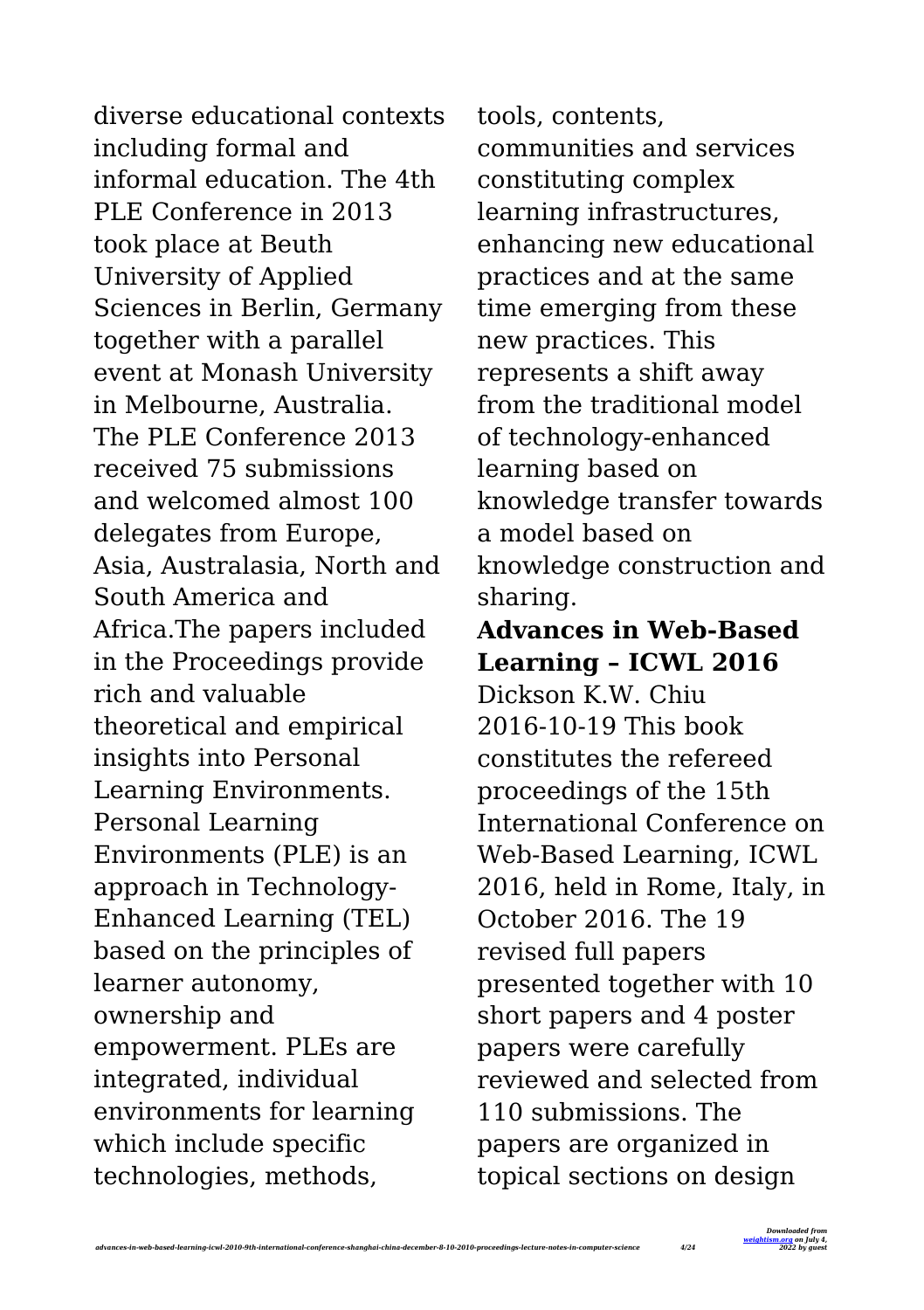diverse educational contexts including formal and informal education. The 4th PLE Conference in 2013 took place at Beuth University of Applied Sciences in Berlin, Germany together with a parallel event at Monash University in Melbourne, Australia. The PLE Conference 2013 received 75 submissions and welcomed almost 100 delegates from Europe, Asia, Australasia, North and South America and Africa.The papers included in the Proceedings provide rich and valuable theoretical and empirical insights into Personal Learning Environments. Personal Learning Environments (PLE) is an approach in Technology-Enhanced Learning (TEL) based on the principles of learner autonomy, ownership and empowerment. PLEs are integrated, individual environments for learning which include specific technologies, methods, tools, contents, communities and services constituting complex learning infrastructures, enhancing new educational practices and at the same time emerging from these new practices. This represents a shift away from the traditional model of technology-enhanced learning based on knowledge transfer towards a model based on knowledge construction and sharing.

**Advances in Web-Based Learning – ICWL 2016**

Dickson K.W. Chiu 2016-10-19 This book constitutes the refereed proceedings of the 15th International Conference on Web-Based Learning, ICWL 2016, held in Rome, Italy, in October 2016. The 19 revised full papers presented together with 10 short papers and 4 poster papers were carefully reviewed and selected from 110 submissions. The papers are organized in topical sections on design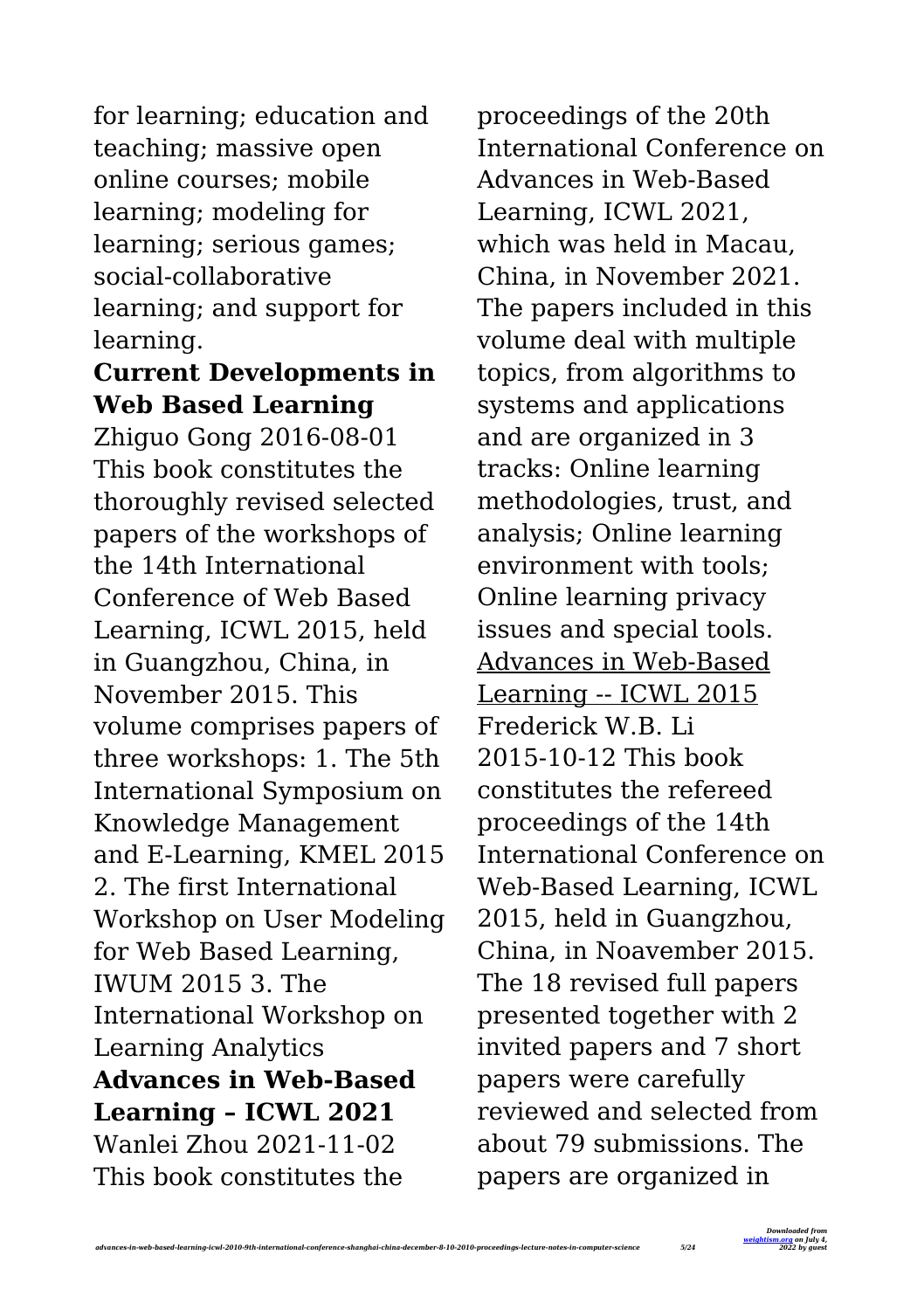for learning; education and teaching; massive open online courses; mobile learning; modeling for learning; serious games; social-collaborative learning; and support for learning.

**Current Developments in Web Based Learning**

Zhiguo Gong 2016-08-01 This book constitutes the thoroughly revised selected papers of the workshops of the 14th International Conference of Web Based Learning, ICWL 2015, held in Guangzhou, China, in November 2015. This volume comprises papers of three workshops: 1. The 5th International Symposium on Knowledge Management and E-Learning, KMEL 2015 2. The first International Workshop on User Modeling for Web Based Learning, IWUM 2015 3. The International Workshop on Learning Analytics

**Advances in Web-Based Learning – ICWL 2021**

Wanlei Zhou 2021-11-02 This book constitutes the proceedings of the 20th International Conference on Advances in Web-Based Learning, ICWL 2021, which was held in Macau, China, in November 2021. The papers included in this volume deal with multiple topics, from algorithms to systems and applications and are organized in 3 tracks: Online learning methodologies, trust, and analysis; Online learning environment with tools; Online learning privacy issues and special tools.

Advances in Web-Based Learning -- ICWL 2015

Frederick W.B. Li 2015-10-12 This book constitutes the refereed proceedings of the 14th International Conference on Web-Based Learning, ICWL 2015, held in Guangzhou, China, in Noavember 2015. The 18 revised full papers presented together with 2 invited papers and 7 short papers were carefully reviewed and selected from about 79 submissions. The papers are organized in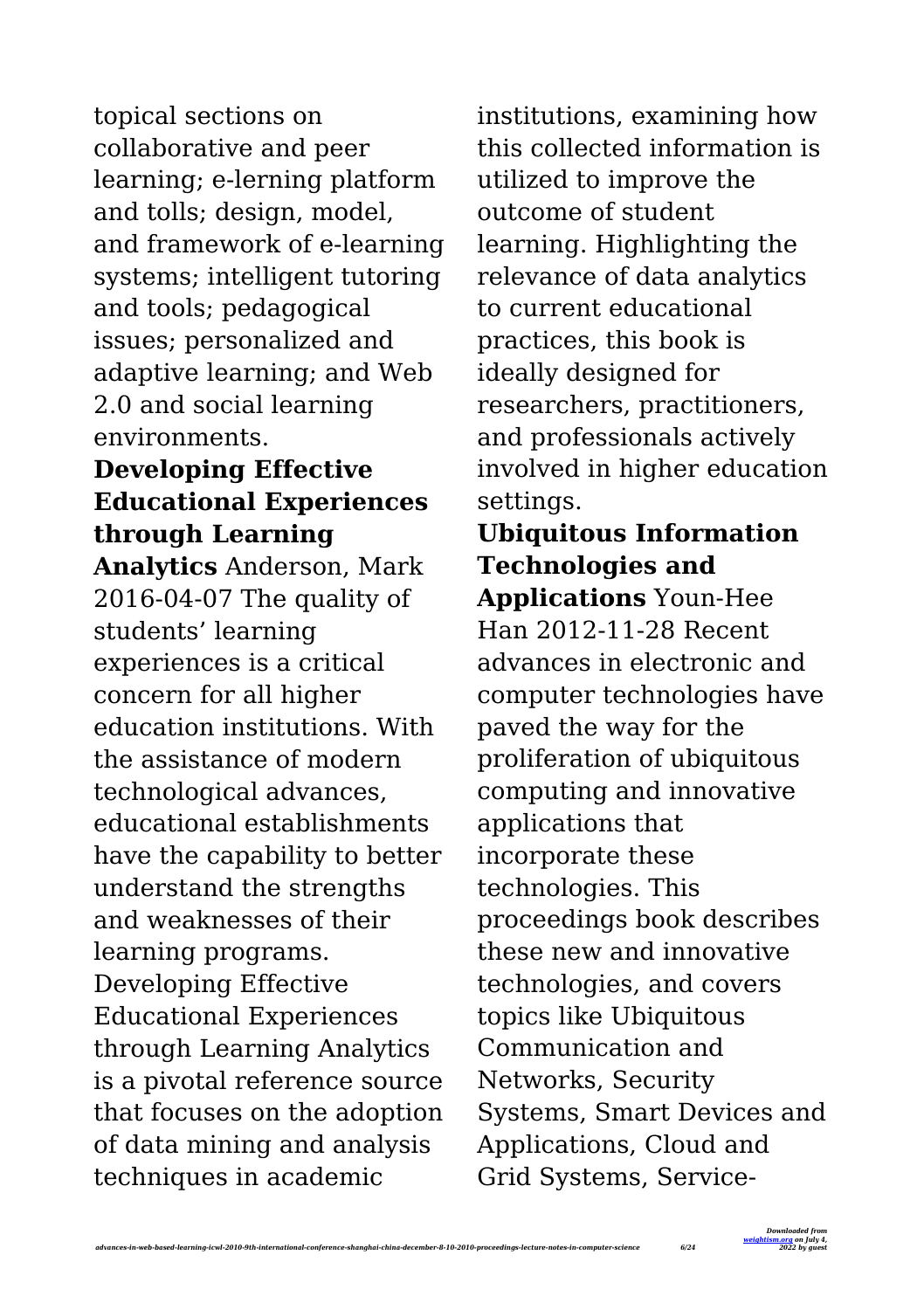topical sections on collaborative and peer learning; e-lerning platform and tolls; design, model, and framework of e-learning systems; intelligent tutoring and tools; pedagogical issues; personalized and adaptive learning; and Web 2.0 and social learning environments.

**Developing Effective Educational Experiences through Learning Analytics** Anderson, Mark 2016-04-07 The quality of students' learning experiences is a critical concern for all higher education institutions. With the assistance of modern technological advances, educational establishments have the capability to better understand the strengths and weaknesses of their learning programs. Developing Effective Educational Experiences through Learning Analytics is a pivotal reference source that focuses on the adoption of data mining and analysis techniques in academic institutions, examining how this collected information is utilized to improve the outcome of student learning. Highlighting the relevance of data analytics to current educational practices, this book is ideally designed for researchers, practitioners, and professionals actively involved in higher education settings.

**Ubiquitous Information Technologies and Applications** Youn-Hee Han 2012-11-28 Recent advances in electronic and computer technologies have paved the way for the proliferation of ubiquitous computing and innovative applications that incorporate these technologies. This proceedings book describes these new and innovative technologies, and covers topics like Ubiquitous Communication and Networks, Security Systems, Smart Devices and Applications, Cloud and Grid Systems, Service-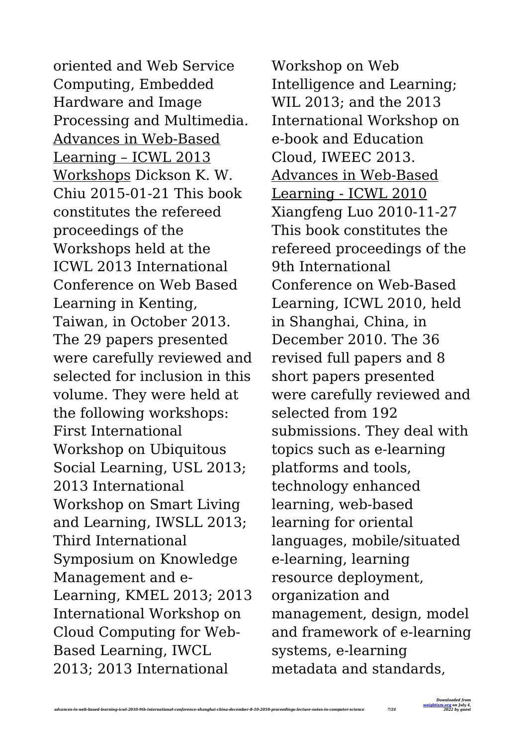oriented and Web Service Computing, Embedded Hardware and Image Processing and Multimedia.

Advances in Web-Based Learning – ICWL 2013 Workshops Dickson K. W. Chiu 2015-01-21 This book constitutes the refereed proceedings of the Workshops held at the ICWL 2013 International Conference on Web Based Learning in Kenting, Taiwan, in October 2013. The 29 papers presented were carefully reviewed and selected for inclusion in this volume. They were held at the following workshops: First International Workshop on Ubiquitous Social Learning, USL 2013; 2013 International Workshop on Smart Living and Learning, IWSLL 2013; Third International Symposium on Knowledge Management and e-Learning, KMEL 2013; 2013 International Workshop on Cloud Computing for Web-Based Learning, IWCL 2013; 2013 International Workshop on Web Intelligence and Learning; WIL 2013; and the 2013 International Workshop on e-book and Education Cloud, IWEEC 2013.

Advances in Web-Based Learning - ICWL 2010 Xiangfeng Luo 2010-11-27 This book constitutes the refereed proceedings of the 9th International Conference on Web-Based Learning, ICWL 2010, held in Shanghai, China, in December 2010. The 36 revised full papers and 8 short papers presented were carefully reviewed and selected from 192 submissions. They deal with topics such as e-learning platforms and tools, technology enhanced learning, web-based learning for oriental languages, mobile/situated e-learning, learning resource deployment, organization and management, design, model and framework of e-learning systems, e-learning metadata and standards,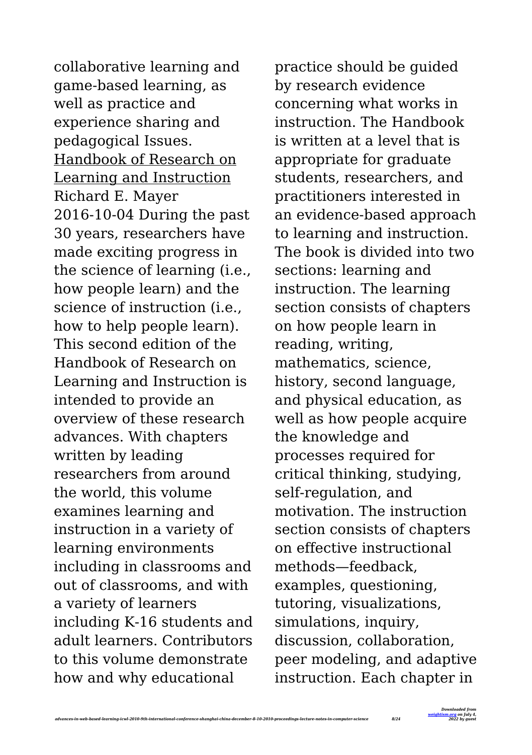collaborative learning and game-based learning, as well as practice and experience sharing and pedagogical Issues.

Handbook of Research on Learning and Instruction

Richard E. Mayer 2016-10-04 During the past 30 years, researchers have made exciting progress in the science of learning (i.e., how people learn) and the science of instruction (i.e., how to help people learn). This second edition of the Handbook of Research on Learning and Instruction is intended to provide an overview of these research advances. With chapters written by leading researchers from around the world, this volume examines learning and instruction in a variety of learning environments including in classrooms and out of classrooms, and with a variety of learners including K-16 students and adult learners. Contributors to this volume demonstrate how and why educational practice should be guided by research evidence concerning what works in instruction. The Handbook is written at a level that is appropriate for graduate students, researchers, and practitioners interested in an evidence-based approach to learning and instruction. The book is divided into two sections: learning and instruction. The learning section consists of chapters on how people learn in reading, writing, mathematics, science, history, second language, and physical education, as well as how people acquire the knowledge and processes required for critical thinking, studying, self-regulation, and motivation. The instruction section consists of chapters on effective instructional methods—feedback, examples, questioning, tutoring, visualizations, simulations, inquiry, discussion, collaboration, peer modeling, and adaptive instruction. Each chapter in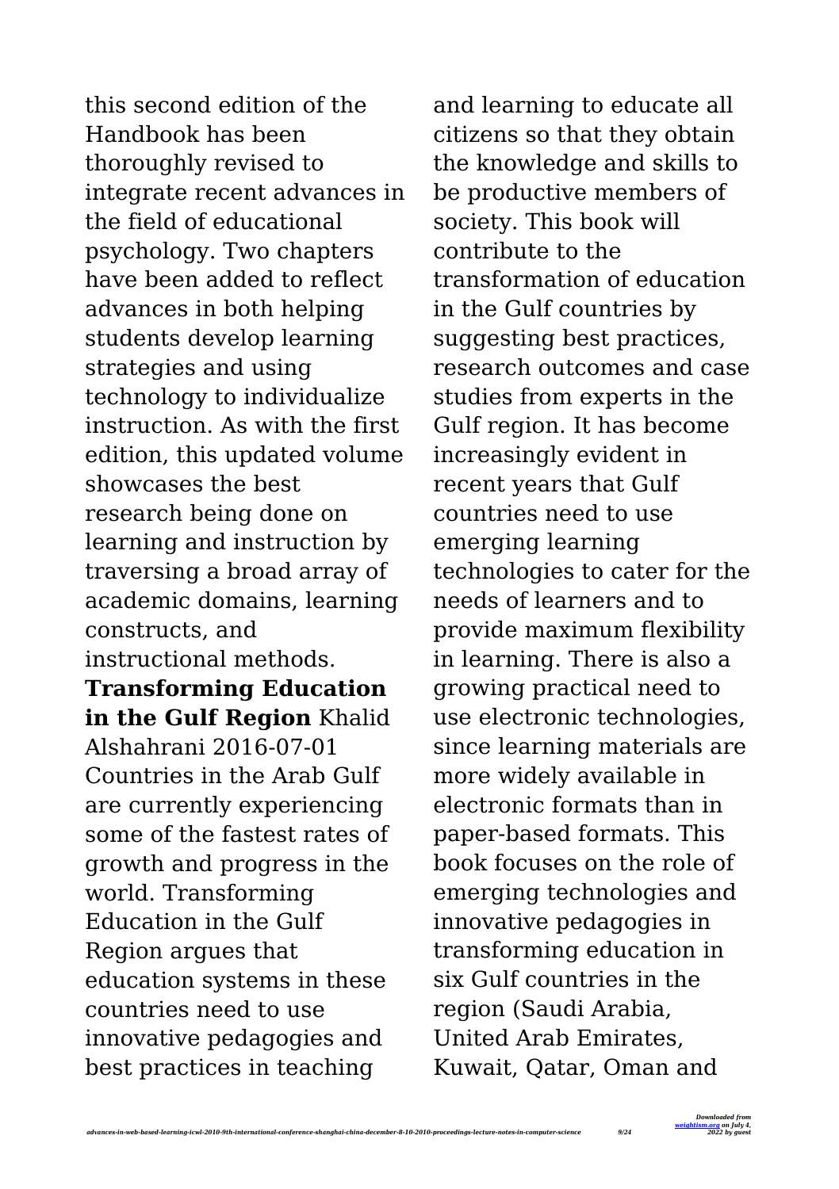this second edition of the Handbook has been thoroughly revised to integrate recent advances in the field of educational psychology. Two chapters have been added to reflect advances in both helping students develop learning strategies and using technology to individualize instruction. As with the first edition, this updated volume showcases the best research being done on learning and instruction by traversing a broad array of academic domains, learning constructs, and instructional methods.

**Transforming Education in the Gulf Region** Khalid Alshahrani 2016-07-01 Countries in the Arab Gulf are currently experiencing some of the fastest rates of growth and progress in the world. Transforming Education in the Gulf Region argues that education systems in these countries need to use innovative pedagogies and best practices in teaching and learning to educate all citizens so that they obtain the knowledge and skills to be productive members of society. This book will contribute to the transformation of education in the Gulf countries by suggesting best practices, research outcomes and case studies from experts in the Gulf region. It has become increasingly evident in recent years that Gulf countries need to use emerging learning technologies to cater for the needs of learners and to provide maximum flexibility in learning. There is also a growing practical need to use electronic technologies, since learning materials are more widely available in electronic formats than in paper-based formats. This book focuses on the role of emerging technologies and innovative pedagogies in transforming education in six Gulf countries in the region (Saudi Arabia, United Arab Emirates, Kuwait, Qatar, Oman and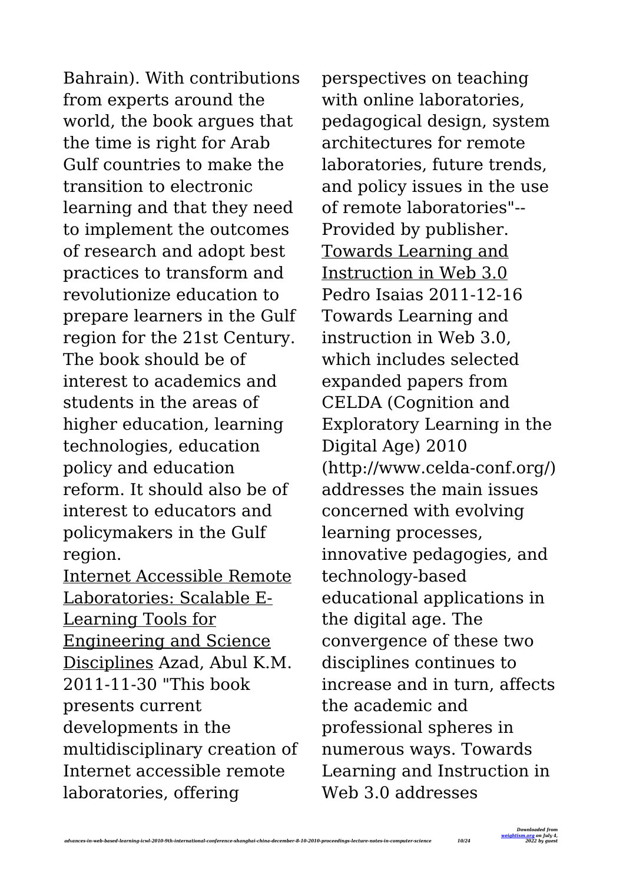Bahrain). With contributions from experts around the world, the book argues that the time is right for Arab Gulf countries to make the transition to electronic learning and that they need to implement the outcomes of research and adopt best practices to transform and revolutionize education to prepare learners in the Gulf region for the 21st Century. The book should be of interest to academics and students in the areas of higher education, learning technologies, education policy and education reform. It should also be of interest to educators and policymakers in the Gulf region.

Internet Accessible Remote Laboratories: Scalable E-Learning Tools for Engineering and Science Disciplines Azad, Abul K.M. 2011-11-30 "This book presents current developments in the multidisciplinary creation of Internet accessible remote laboratories, offering perspectives on teaching with online laboratories, pedagogical design, system architectures for remote laboratories, future trends, and policy issues in the use of remote laboratories"--Provided by publisher.

Towards Learning and Instruction in Web 3.0 Pedro Isaias 2011-12-16 Towards Learning and instruction in Web 3.0, which includes selected expanded papers from CELDA (Cognition and Exploratory Learning in the Digital Age) 2010 (http://www.celda-conf.org/) addresses the main issues concerned with evolving learning processes, innovative pedagogies, and technology-based educational applications in the digital age. The convergence of these two disciplines continues to increase and in turn, affects the academic and professional spheres in numerous ways. Towards Learning and Instruction in Web 3.0 addresses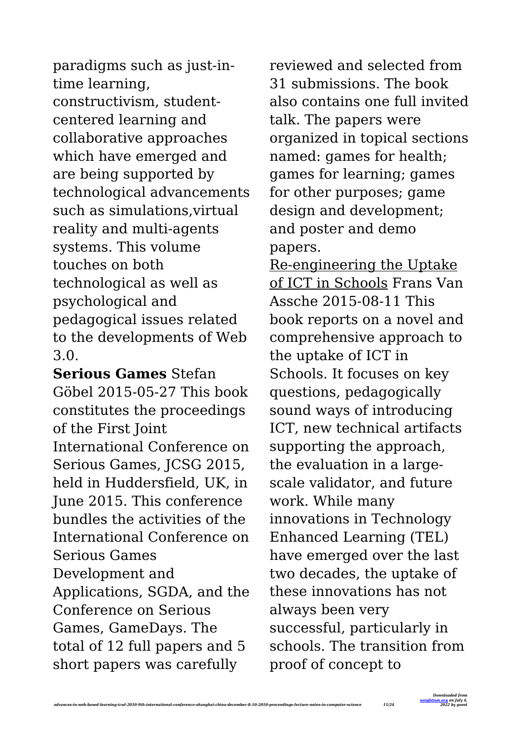paradigms such as just-in-time learning, constructivism, student-centered learning and collaborative approaches which have emerged and are being supported by technological advancements such as simulations,virtual reality and multi-agents systems. This volume touches on both technological as well as psychological and pedagogical issues related to the developments of Web 3.0.

**Serious Games** Stefan Göbel 2015-05-27 This book constitutes the proceedings of the First Joint International Conference on Serious Games, JCSG 2015, held in Huddersfield, UK, in June 2015. This conference bundles the activities of the International Conference on Serious Games Development and Applications, SGDA, and the Conference on Serious Games, GameDays. The total of 12 full papers and 5 short papers was carefully reviewed and selected from 31 submissions. The book also contains one full invited talk. The papers were organized in topical sections named: games for health; games for learning; games for other purposes; game design and development; and poster and demo papers.

Re-engineering the Uptake of ICT in Schools Frans Van Assche 2015-08-11 This book reports on a novel and comprehensive approach to the uptake of ICT in Schools. It focuses on key questions, pedagogically sound ways of introducing ICT, new technical artifacts supporting the approach, the evaluation in a large-scale validator, and future work. While many innovations in Technology Enhanced Learning (TEL) have emerged over the last two decades, the uptake of these innovations has not always been very successful, particularly in schools. The transition from proof of concept to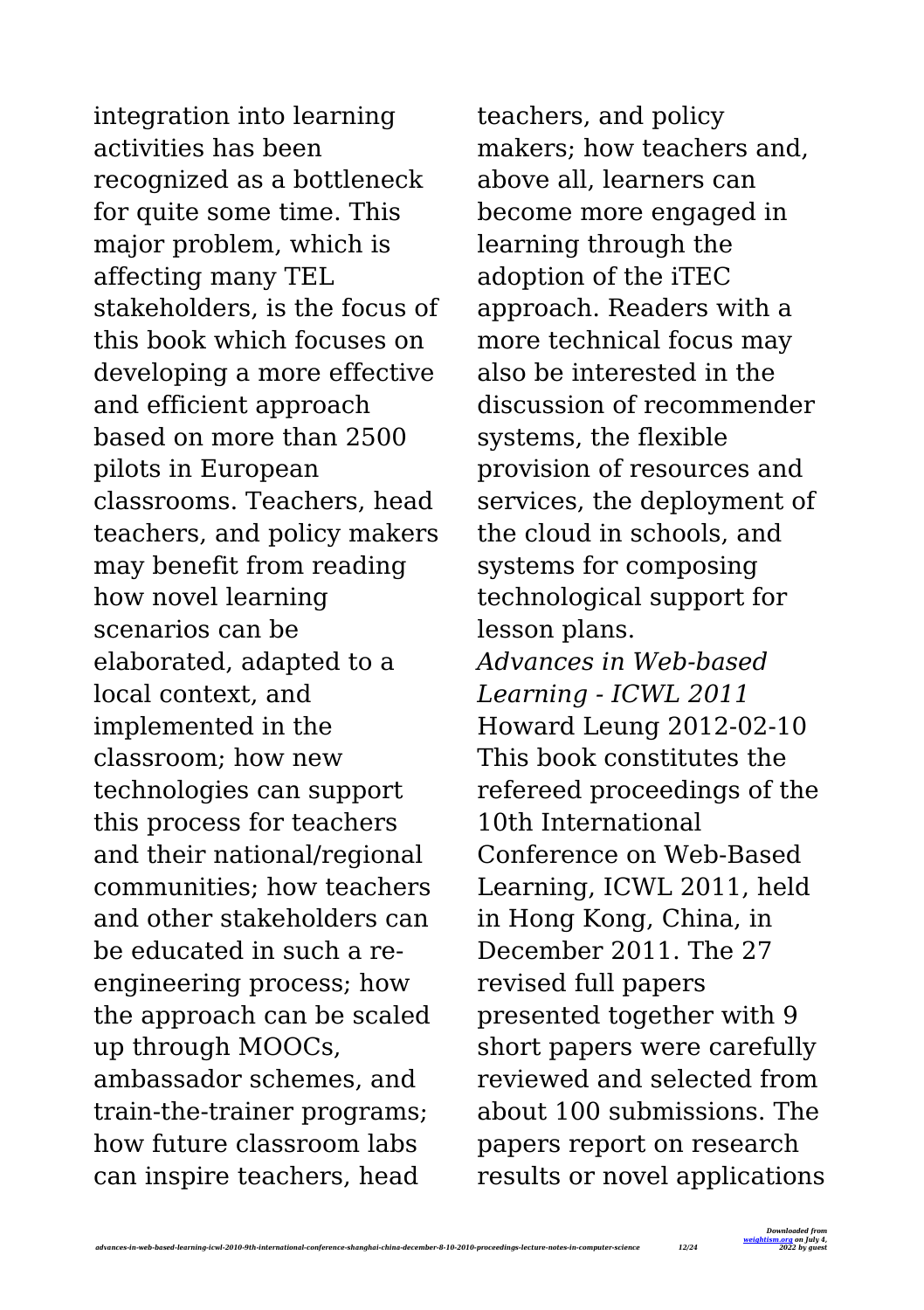integration into learning activities has been recognized as a bottleneck for quite some time. This major problem, which is affecting many TEL stakeholders, is the focus of this book which focuses on developing a more effective and efficient approach based on more than 2500 pilots in European classrooms. Teachers, head teachers, and policy makers may benefit from reading how novel learning scenarios can be elaborated, adapted to a local context, and implemented in the classroom; how new technologies can support this process for teachers and their national/regional communities; how teachers and other stakeholders can be educated in such a re-engineering process; how the approach can be scaled up through MOOCs, ambassador schemes, and train-the-trainer programs; how future classroom labs can inspire teachers, head teachers, and policy makers; how teachers and, above all, learners can become more engaged in learning through the adoption of the iTEC approach. Readers with a more technical focus may also be interested in the discussion of recommender systems, the flexible provision of resources and services, the deployment of the cloud in schools, and systems for composing technological support for lesson plans.

*Advances in Web-based Learning - ICWL 2011* Howard Leung 2012-02-10 This book constitutes the refereed proceedings of the 10th International Conference on Web-Based Learning, ICWL 2011, held in Hong Kong, China, in December 2011. The 27 revised full papers presented together with 9 short papers were carefully reviewed and selected from about 100 submissions. The papers report on research results or novel applications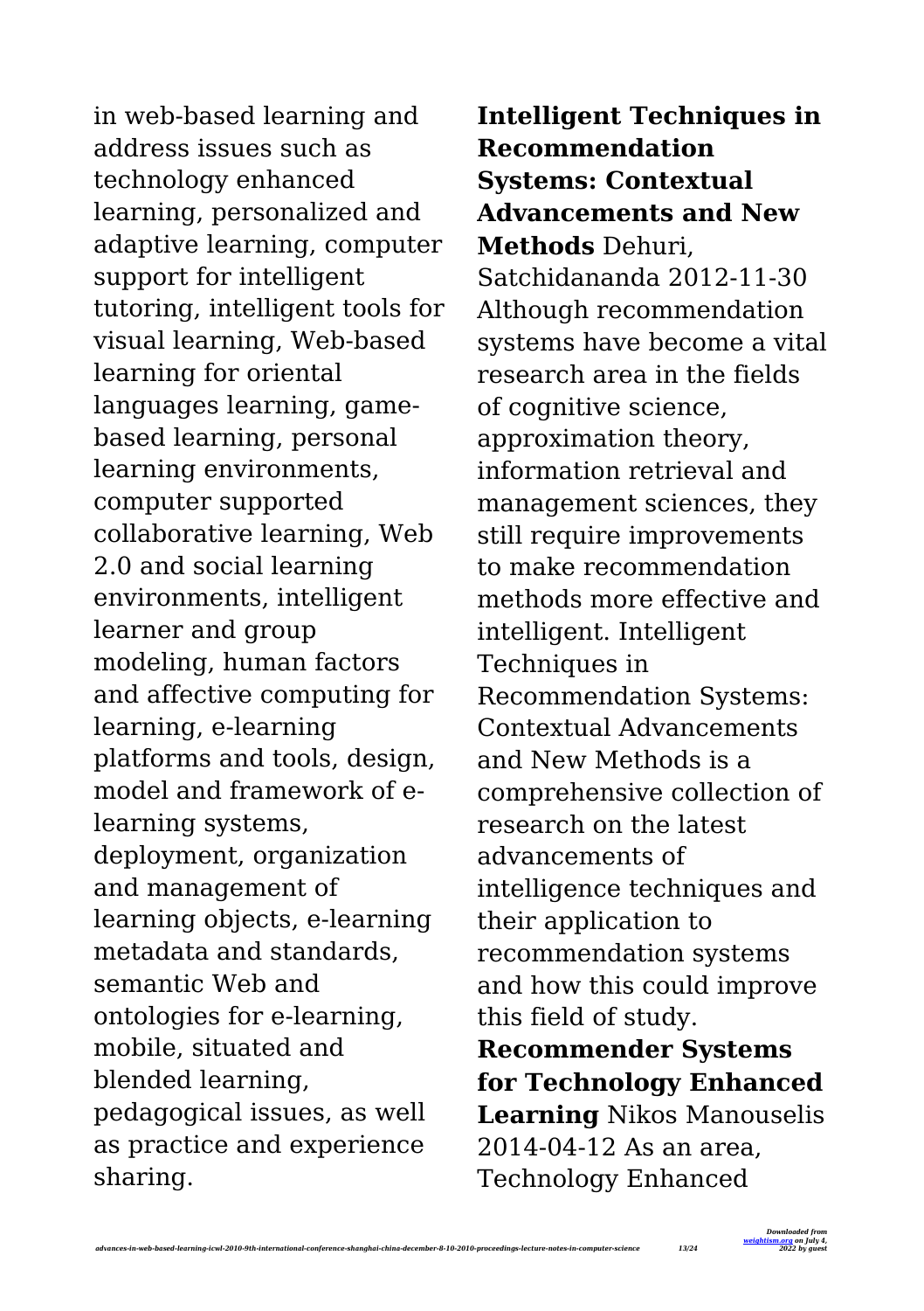in web-based learning and address issues such as technology enhanced learning, personalized and adaptive learning, computer support for intelligent tutoring, intelligent tools for visual learning, Web-based learning for oriental languages learning, game-based learning, personal learning environments, computer supported collaborative learning, Web 2.0 and social learning environments, intelligent learner and group modeling, human factors and affective computing for learning, e-learning platforms and tools, design, model and framework of e-learning systems, deployment, organization and management of learning objects, e-learning metadata and standards, semantic Web and ontologies for e-learning, mobile, situated and blended learning, pedagogical issues, as well as practice and experience sharing.

**Intelligent Techniques in Recommendation Systems: Contextual Advancements and New Methods** Dehuri, Satchidananda 2012-11-30 Although recommendation systems have become a vital research area in the fields of cognitive science, approximation theory, information retrieval and management sciences, they still require improvements to make recommendation methods more effective and intelligent. Intelligent Techniques in Recommendation Systems: Contextual Advancements and New Methods is a comprehensive collection of research on the latest advancements of intelligence techniques and their application to recommendation systems and how this could improve this field of study.

**Recommender Systems for Technology Enhanced Learning** Nikos Manouselis 2014-04-12 As an area, Technology Enhanced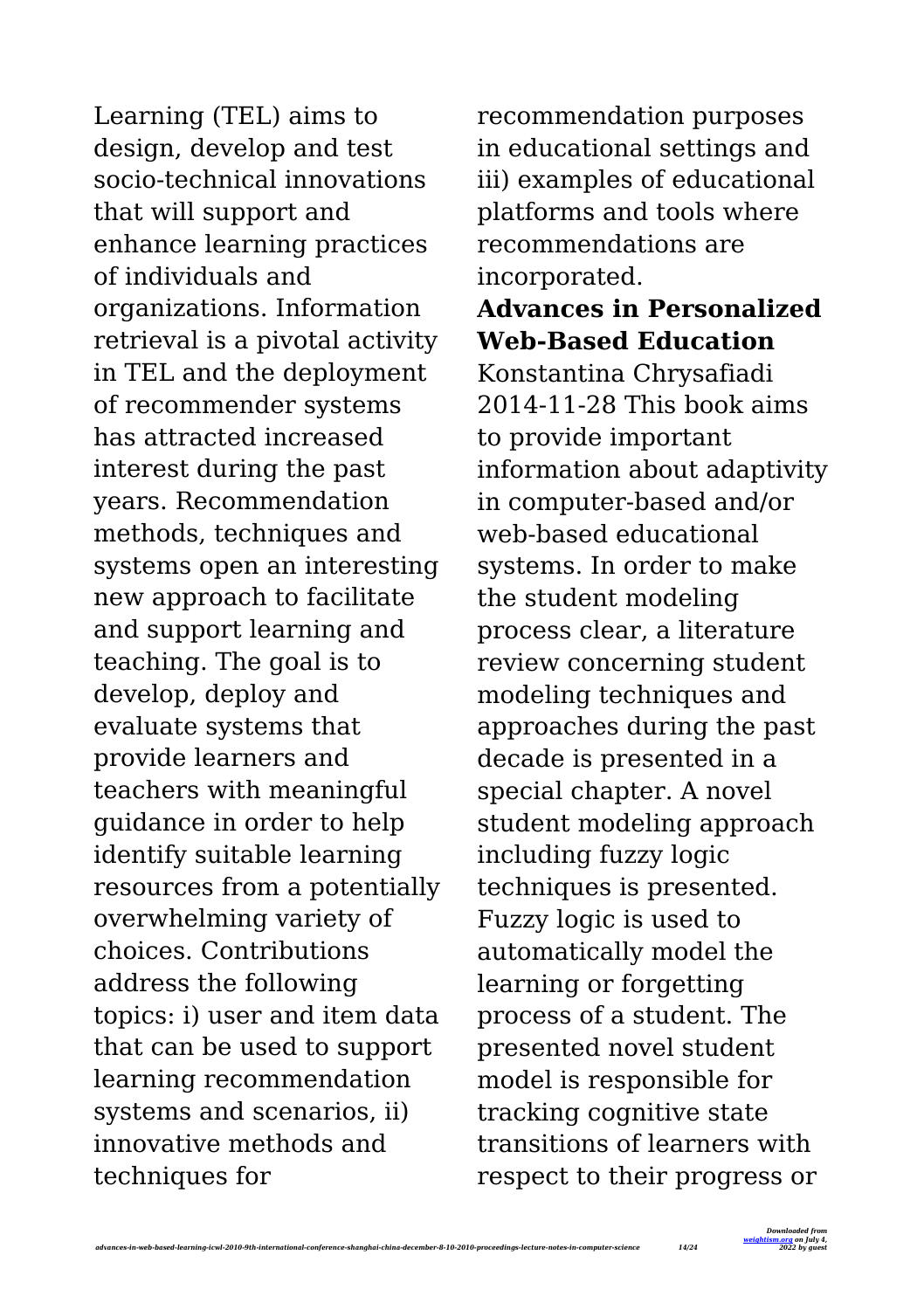Learning (TEL) aims to design, develop and test socio-technical innovations that will support and enhance learning practices of individuals and organizations. Information retrieval is a pivotal activity in TEL and the deployment of recommender systems has attracted increased interest during the past years. Recommendation methods, techniques and systems open an interesting new approach to facilitate and support learning and teaching. The goal is to develop, deploy and evaluate systems that provide learners and teachers with meaningful guidance in order to help identify suitable learning resources from a potentially overwhelming variety of choices. Contributions address the following topics: i) user and item data that can be used to support learning recommendation systems and scenarios, ii) innovative methods and techniques for recommendation purposes in educational settings and iii) examples of educational platforms and tools where recommendations are incorporated.

**Advances in Personalized Web-Based Education**

Konstantina Chrysafiadi 2014-11-28 This book aims to provide important information about adaptivity in computer-based and/or web-based educational systems. In order to make the student modeling process clear, a literature review concerning student modeling techniques and approaches during the past decade is presented in a special chapter. A novel student modeling approach including fuzzy logic techniques is presented. Fuzzy logic is used to automatically model the learning or forgetting process of a student. The presented novel student model is responsible for tracking cognitive state transitions of learners with respect to their progress or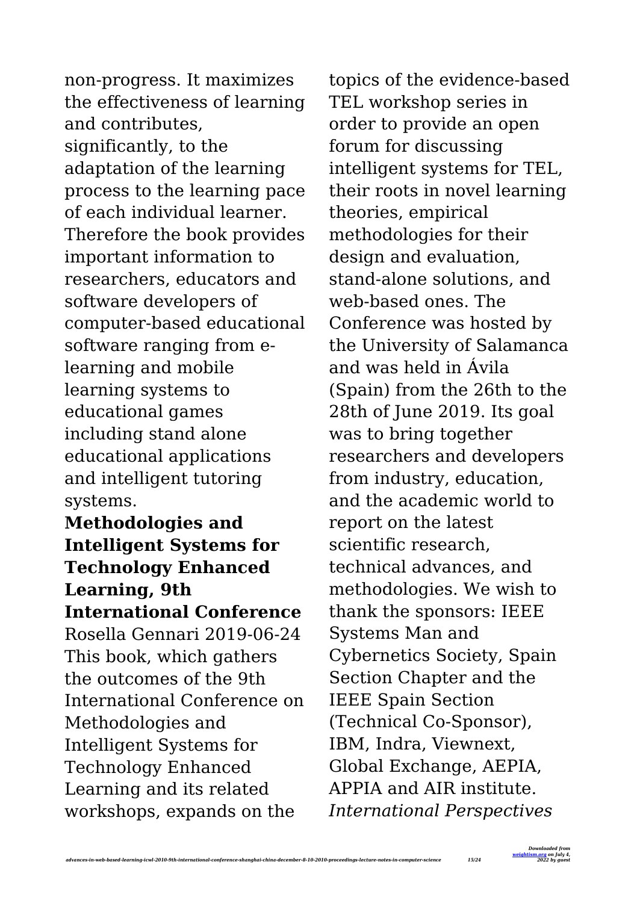non-progress. It maximizes the effectiveness of learning and contributes, significantly, to the adaptation of the learning process to the learning pace of each individual learner. Therefore the book provides important information to researchers, educators and software developers of computer-based educational software ranging from e-learning and mobile learning systems to educational games including stand alone educational applications and intelligent tutoring systems.

**Methodologies and Intelligent Systems for Technology Enhanced Learning, 9th International Conference**

Rosella Gennari 2019-06-24 This book, which gathers the outcomes of the 9th International Conference on Methodologies and Intelligent Systems for Technology Enhanced Learning and its related workshops, expands on the topics of the evidence-based TEL workshop series in order to provide an open forum for discussing intelligent systems for TEL, their roots in novel learning theories, empirical methodologies for their design and evaluation, stand-alone solutions, and web-based ones. The Conference was hosted by the University of Salamanca and was held in Ávila (Spain) from the 26th to the 28th of June 2019. Its goal was to bring together researchers and developers from industry, education, and the academic world to report on the latest scientific research, technical advances, and methodologies. We wish to thank the sponsors: IEEE Systems Man and Cybernetics Society, Spain Section Chapter and the IEEE Spain Section (Technical Co-Sponsor), IBM, Indra, Viewnext, Global Exchange, AEPIA, APPIA and AIR institute.

*International Perspectives*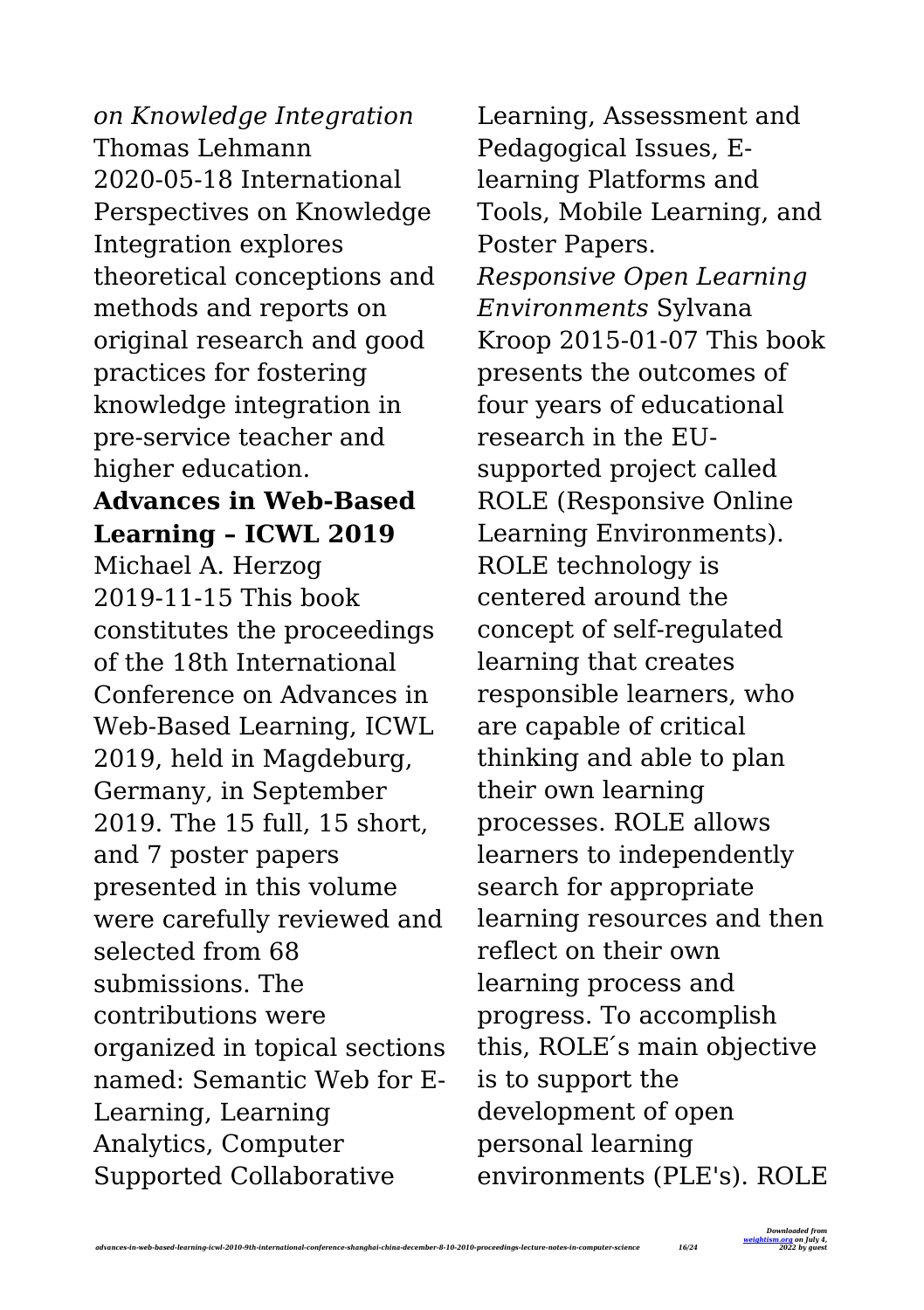*on Knowledge Integration* Thomas Lehmann 2020-05-18 International Perspectives on Knowledge Integration explores theoretical conceptions and methods and reports on original research and good practices for fostering knowledge integration in pre-service teacher and higher education.

**Advances in Web-Based Learning – ICWL 2019** Michael A. Herzog 2019-11-15 This book constitutes the proceedings of the 18th International Conference on Advances in Web-Based Learning, ICWL 2019, held in Magdeburg, Germany, in September 2019. The 15 full, 15 short, and 7 poster papers presented in this volume were carefully reviewed and selected from 68 submissions. The contributions were organized in topical sections named: Semantic Web for E-Learning, Learning Analytics, Computer Supported Collaborative Learning, Assessment and Pedagogical Issues, E-learning Platforms and Tools, Mobile Learning, and Poster Papers.

*Responsive Open Learning Environments* Sylvana Kroop 2015-01-07 This book presents the outcomes of four years of educational research in the EU-supported project called ROLE (Responsive Online Learning Environments). ROLE technology is centered around the concept of self-regulated learning that creates responsible learners, who are capable of critical thinking and able to plan their own learning processes. ROLE allows learners to independently search for appropriate learning resources and then reflect on their own learning process and progress. To accomplish this, ROLE´s main objective is to support the development of open personal learning environments (PLE's). ROLE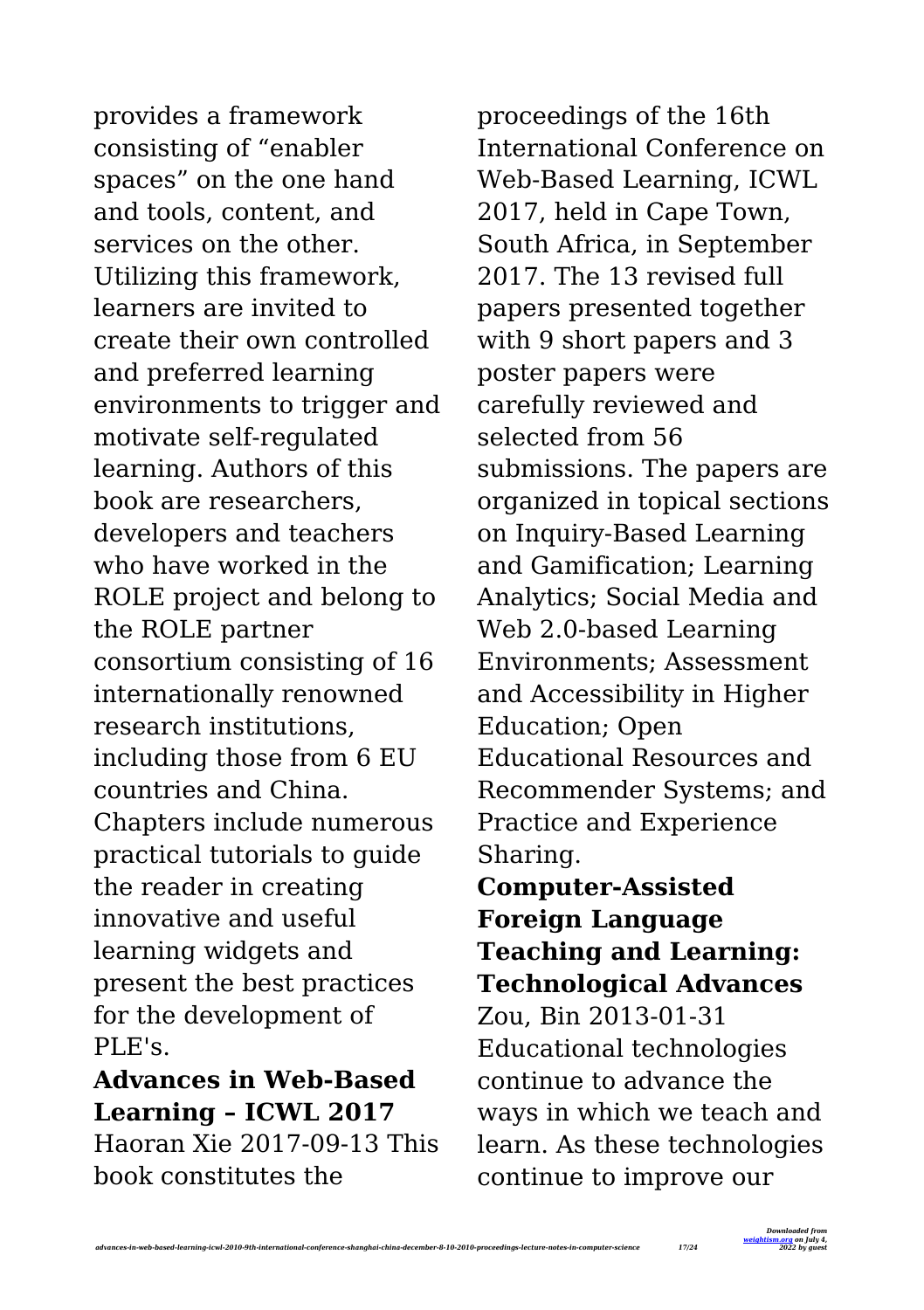provides a framework consisting of "enabler spaces" on the one hand and tools, content, and services on the other. Utilizing this framework, learners are invited to create their own controlled and preferred learning environments to trigger and motivate self-regulated learning. Authors of this book are researchers, developers and teachers who have worked in the ROLE project and belong to the ROLE partner consortium consisting of 16 internationally renowned research institutions, including those from 6 EU countries and China. Chapters include numerous practical tutorials to guide the reader in creating innovative and useful learning widgets and present the best practices for the development of PLE's.

**Advances in Web-Based Learning – ICWL 2017**

Haoran Xie 2017-09-13 This book constitutes the proceedings of the 16th International Conference on Web-Based Learning, ICWL 2017, held in Cape Town, South Africa, in September 2017. The 13 revised full papers presented together with 9 short papers and 3 poster papers were carefully reviewed and selected from 56 submissions. The papers are organized in topical sections on Inquiry-Based Learning and Gamification; Learning Analytics; Social Media and Web 2.0-based Learning Environments; Assessment and Accessibility in Higher Education; Open Educational Resources and Recommender Systems; and Practice and Experience Sharing.

**Computer-Assisted Foreign Language Teaching and Learning: Technological Advances**

Zou, Bin 2013-01-31 Educational technologies continue to advance the ways in which we teach and learn. As these technologies continue to improve our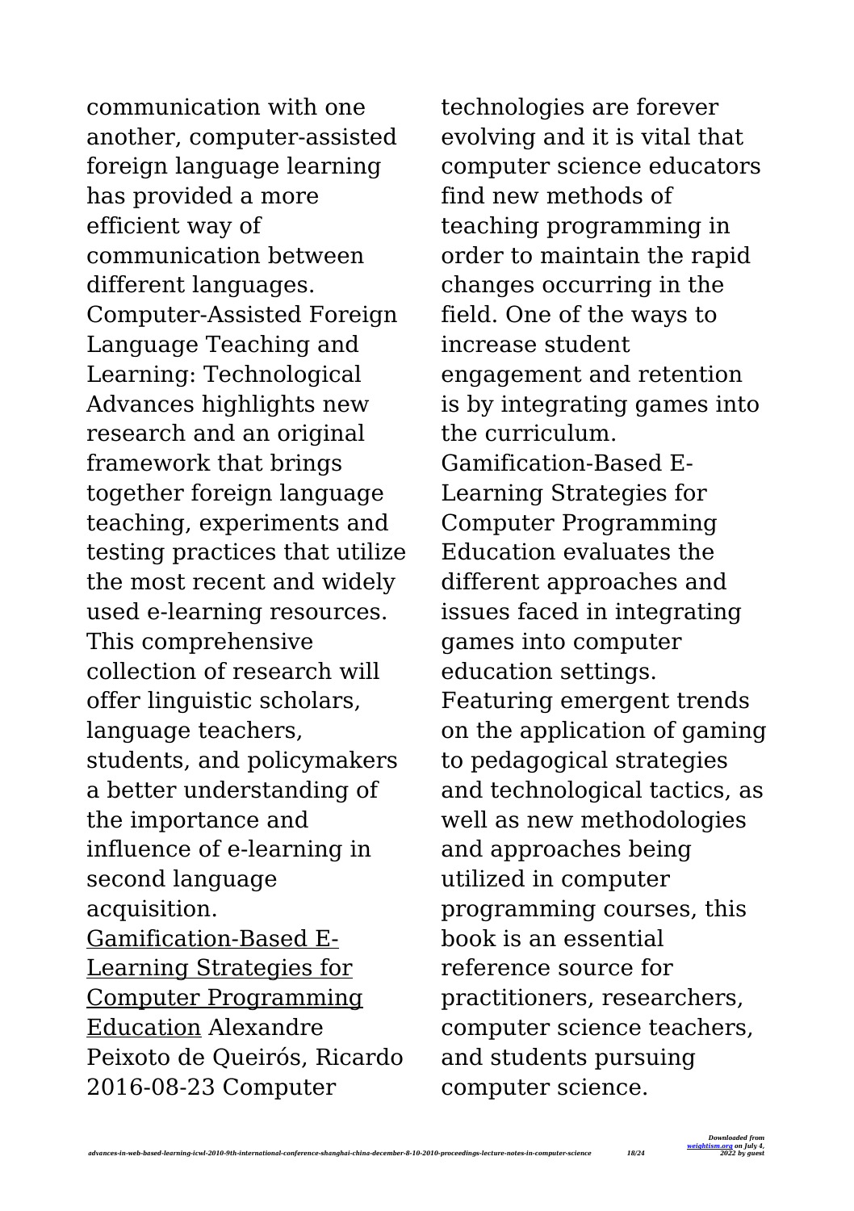communication with one another, computer-assisted foreign language learning has provided a more efficient way of communication between different languages. Computer-Assisted Foreign Language Teaching and Learning: Technological Advances highlights new research and an original framework that brings together foreign language teaching, experiments and testing practices that utilize the most recent and widely used e-learning resources. This comprehensive collection of research will offer linguistic scholars, language teachers, students, and policymakers a better understanding of the importance and influence of e-learning in second language acquisition.

Gamification-Based E-Learning Strategies for Computer Programming Education Alexandre Peixoto de Queirós, Ricardo 2016-08-23 Computer technologies are forever evolving and it is vital that computer science educators find new methods of teaching programming in order to maintain the rapid changes occurring in the field. One of the ways to increase student engagement and retention is by integrating games into the curriculum. Gamification-Based E-Learning Strategies for Computer Programming Education evaluates the different approaches and issues faced in integrating games into computer education settings. Featuring emergent trends on the application of gaming to pedagogical strategies and technological tactics, as well as new methodologies and approaches being utilized in computer programming courses, this book is an essential reference source for practitioners, researchers, computer science teachers, and students pursuing computer science.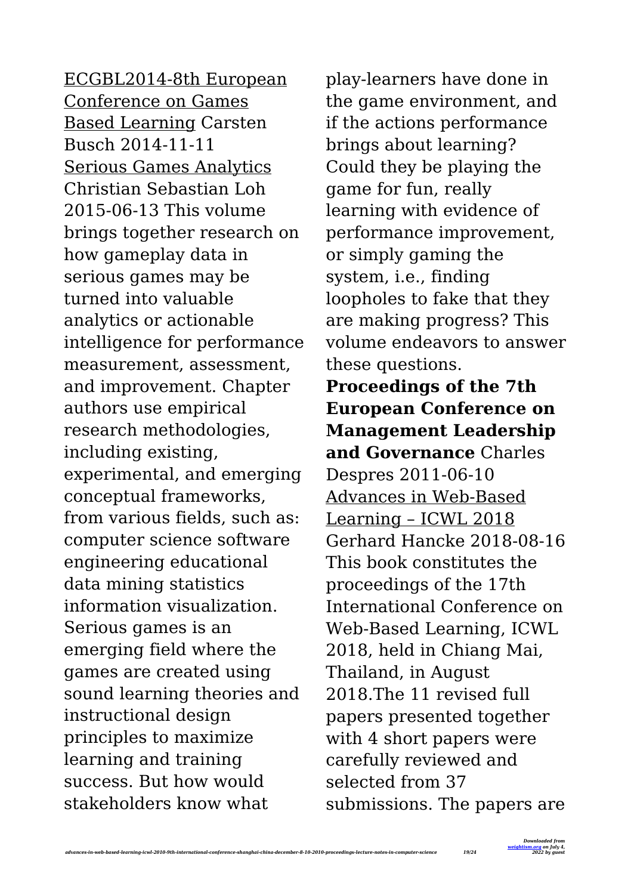ECGBL2014-8th European Conference on Games Based Learning Carsten Busch 2014-11-11

Serious Games Analytics Christian Sebastian Loh 2015-06-13 This volume brings together research on how gameplay data in serious games may be turned into valuable analytics or actionable intelligence for performance measurement, assessment, and improvement. Chapter authors use empirical research methodologies, including existing, experimental, and emerging conceptual frameworks, from various fields, such as: computer science software engineering educational data mining statistics information visualization. Serious games is an emerging field where the games are created using sound learning theories and instructional design principles to maximize learning and training success. But how would stakeholders know what play-learners have done in the game environment, and if the actions performance brings about learning? Could they be playing the game for fun, really learning with evidence of performance improvement, or simply gaming the system, i.e., finding loopholes to fake that they are making progress? This volume endeavors to answer these questions.

**Proceedings of the 7th European Conference on Management Leadership and Governance** Charles Despres 2011-06-10

Advances in Web-Based Learning – ICWL 2018 Gerhard Hancke 2018-08-16 This book constitutes the proceedings of the 17th International Conference on Web-Based Learning, ICWL 2018, held in Chiang Mai, Thailand, in August 2018.The 11 revised full papers presented together with 4 short papers were carefully reviewed and selected from 37 submissions. The papers are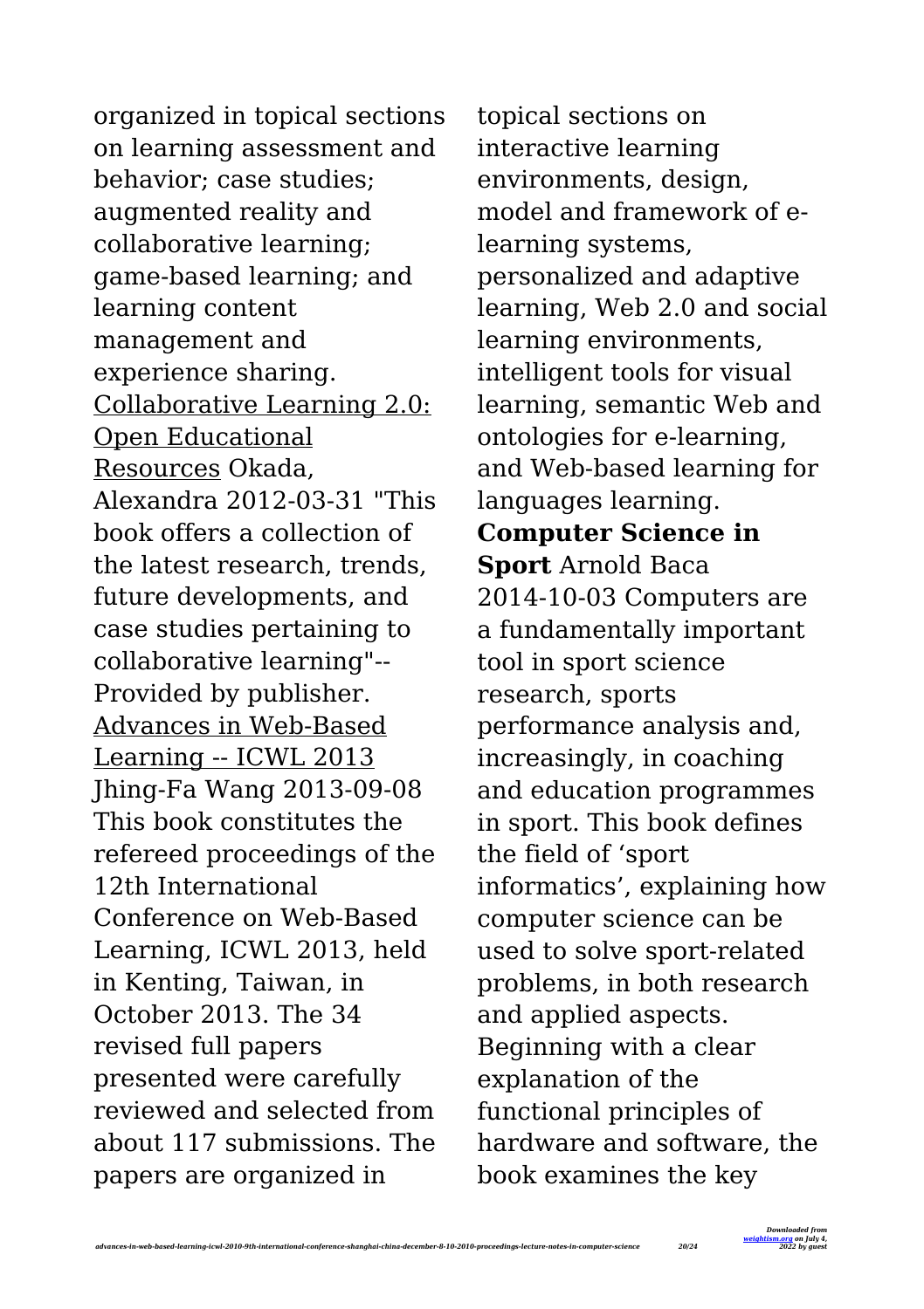organized in topical sections on learning assessment and behavior; case studies; augmented reality and collaborative learning; game-based learning; and learning content management and experience sharing.

Collaborative Learning 2.0: Open Educational Resources Okada, Alexandra 2012-03-31 "This book offers a collection of the latest research, trends, future developments, and case studies pertaining to collaborative learning"--Provided by publisher.

Advances in Web-Based Learning -- ICWL 2013 Jhing-Fa Wang 2013-09-08 This book constitutes the refereed proceedings of the 12th International Conference on Web-Based Learning, ICWL 2013, held in Kenting, Taiwan, in October 2013. The 34 revised full papers presented were carefully reviewed and selected from about 117 submissions. The papers are organized in topical sections on interactive learning environments, design, model and framework of e-learning systems, personalized and adaptive learning, Web 2.0 and social learning environments, intelligent tools for visual learning, semantic Web and ontologies for e-learning, and Web-based learning for languages learning.

**Computer Science in Sport** Arnold Baca 2014-10-03 Computers are a fundamentally important tool in sport science research, sports performance analysis and, increasingly, in coaching and education programmes in sport. This book defines the field of 'sport informatics', explaining how computer science can be used to solve sport-related problems, in both research and applied aspects. Beginning with a clear explanation of the functional principles of hardware and software, the book examines the key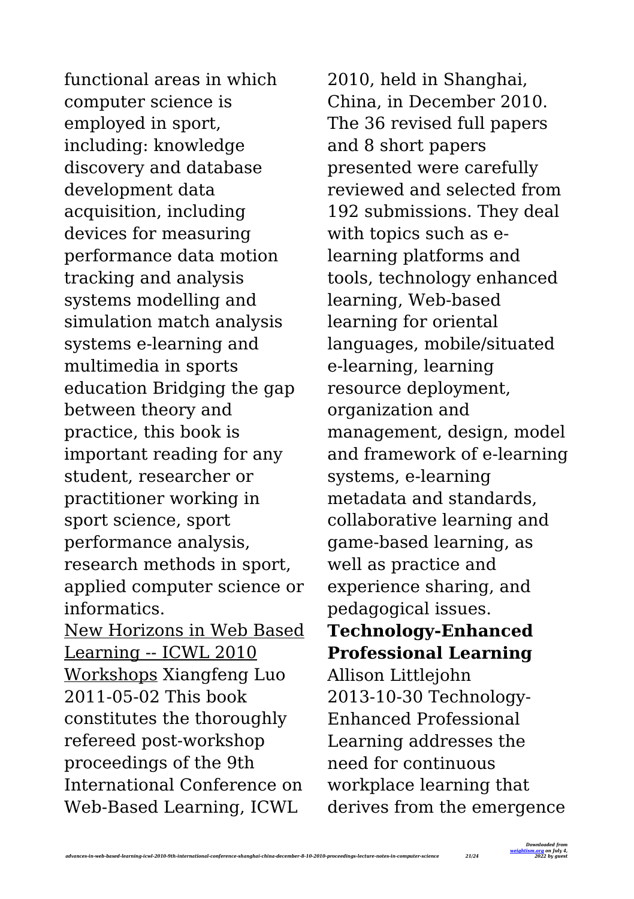functional areas in which computer science is employed in sport, including: knowledge discovery and database development data acquisition, including devices for measuring performance data motion tracking and analysis systems modelling and simulation match analysis systems e-learning and multimedia in sports education Bridging the gap between theory and practice, this book is important reading for any student, researcher or practitioner working in sport science, sport performance analysis, research methods in sport, applied computer science or informatics.

New Horizons in Web Based Learning -- ICWL 2010 Workshops Xiangfeng Luo 2011-05-02 This book constitutes the thoroughly refereed post-workshop proceedings of the 9th International Conference on Web-Based Learning, ICWL 2010, held in Shanghai, China, in December 2010. The 36 revised full papers and 8 short papers presented were carefully reviewed and selected from 192 submissions. They deal with topics such as e-learning platforms and tools, technology enhanced learning, Web-based learning for oriental languages, mobile/situated e-learning, learning resource deployment, organization and management, design, model and framework of e-learning systems, e-learning metadata and standards, collaborative learning and game-based learning, as well as practice and experience sharing, and pedagogical issues.

**Technology-Enhanced Professional Learning**

Allison Littlejohn 2013-10-30 Technology-Enhanced Professional Learning addresses the need for continuous workplace learning that derives from the emergence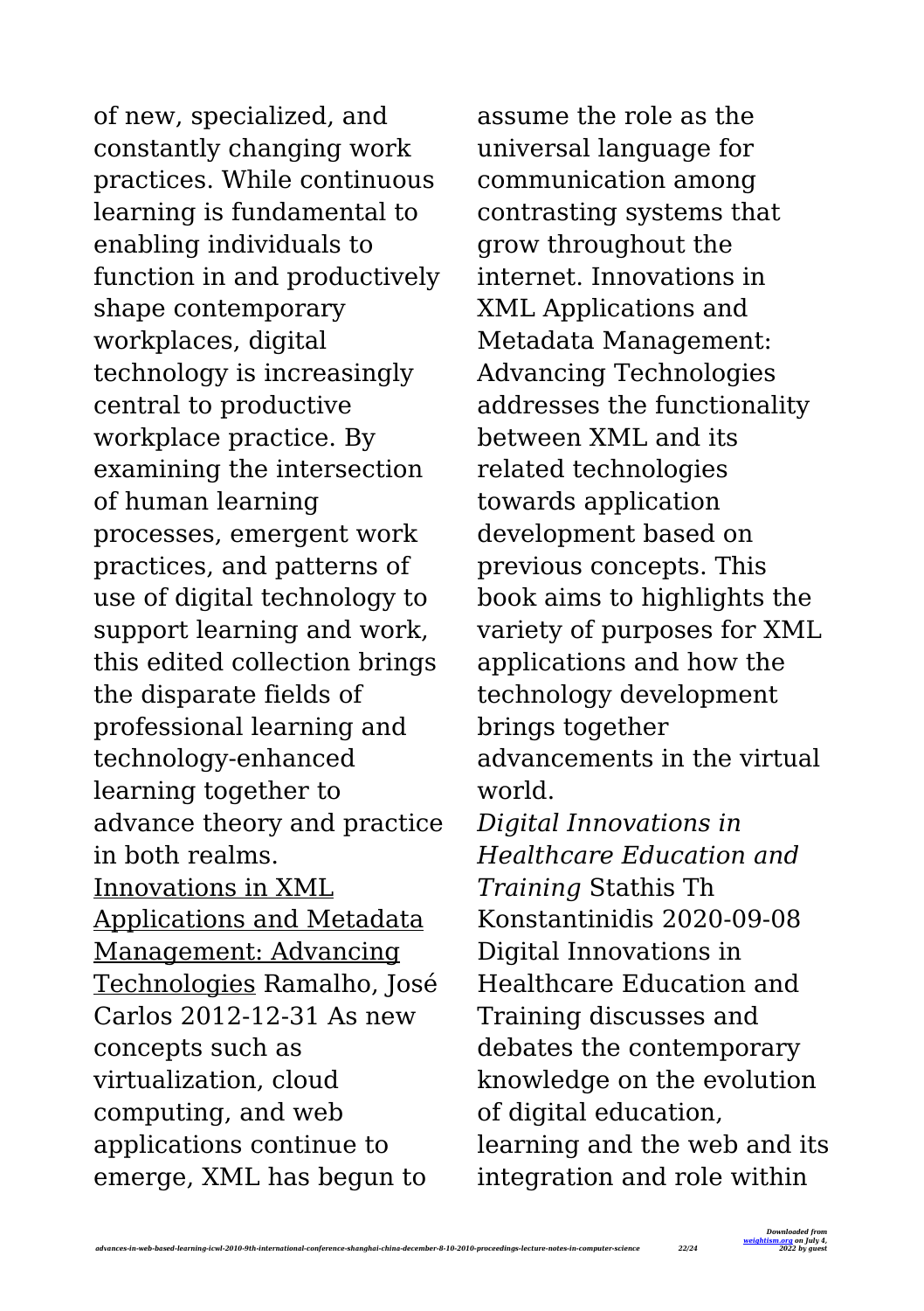of new, specialized, and constantly changing work practices. While continuous learning is fundamental to enabling individuals to function in and productively shape contemporary workplaces, digital technology is increasingly central to productive workplace practice. By examining the intersection of human learning processes, emergent work practices, and patterns of use of digital technology to support learning and work, this edited collection brings the disparate fields of professional learning and technology-enhanced learning together to advance theory and practice in both realms.

Innovations in XML Applications and Metadata Management: Advancing Technologies Ramalho, José Carlos 2012-12-31 As new concepts such as virtualization, cloud computing, and web applications continue to emerge, XML has begun to assume the role as the universal language for communication among contrasting systems that grow throughout the internet. Innovations in XML Applications and Metadata Management: Advancing Technologies addresses the functionality between XML and its related technologies towards application development based on previous concepts. This book aims to highlights the variety of purposes for XML applications and how the technology development brings together advancements in the virtual world.

*Digital Innovations in Healthcare Education and Training* Stathis Th Konstantinidis 2020-09-08 Digital Innovations in Healthcare Education and Training discusses and debates the contemporary knowledge on the evolution of digital education, learning and the web and its integration and role within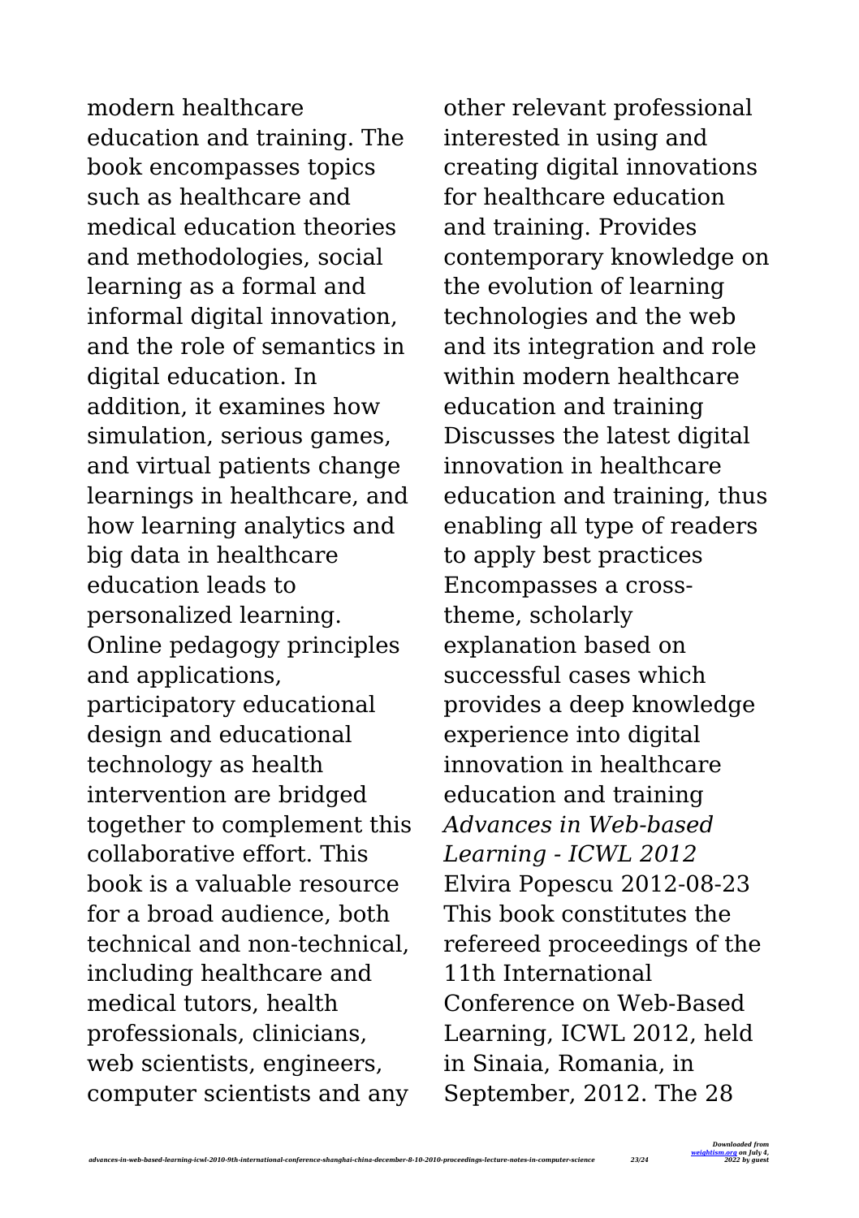modern healthcare education and training. The book encompasses topics such as healthcare and medical education theories and methodologies, social learning as a formal and informal digital innovation, and the role of semantics in digital education. In addition, it examines how simulation, serious games, and virtual patients change learnings in healthcare, and how learning analytics and big data in healthcare education leads to personalized learning. Online pedagogy principles and applications, participatory educational design and educational technology as health intervention are bridged together to complement this collaborative effort. This book is a valuable resource for a broad audience, both technical and non-technical, including healthcare and medical tutors, health professionals, clinicians, web scientists, engineers, computer scientists and any other relevant professional interested in using and creating digital innovations for healthcare education and training. Provides contemporary knowledge on the evolution of learning technologies and the web and its integration and role within modern healthcare education and training Discusses the latest digital innovation in healthcare education and training, thus enabling all type of readers to apply best practices Encompasses a cross-theme, scholarly explanation based on successful cases which provides a deep knowledge experience into digital innovation in healthcare education and training

*Advances in Web-based Learning - ICWL 2012* Elvira Popescu 2012-08-23 This book constitutes the refereed proceedings of the 11th International Conference on Web-Based Learning, ICWL 2012, held in Sinaia, Romania, in September, 2012. The 28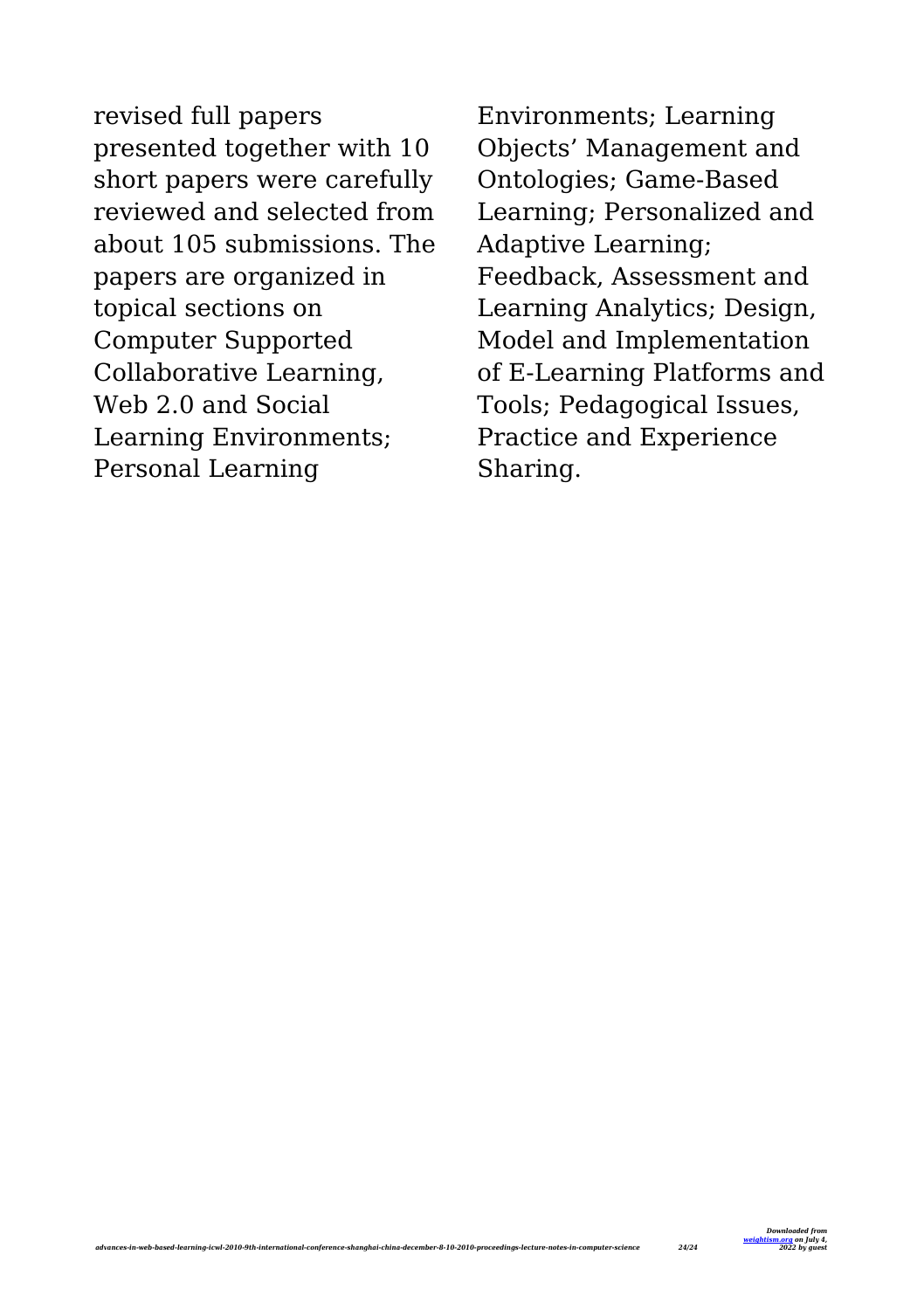revised full papers presented together with 10 short papers were carefully reviewed and selected from about 105 submissions. The papers are organized in topical sections on Computer Supported Collaborative Learning, Web 2.0 and Social Learning Environments; Personal Learning Environments; Learning Objects' Management and Ontologies; Game-Based Learning; Personalized and Adaptive Learning; Feedback, Assessment and Learning Analytics; Design, Model and Implementation of E-Learning Platforms and Tools; Pedagogical Issues, Practice and Experience Sharing.